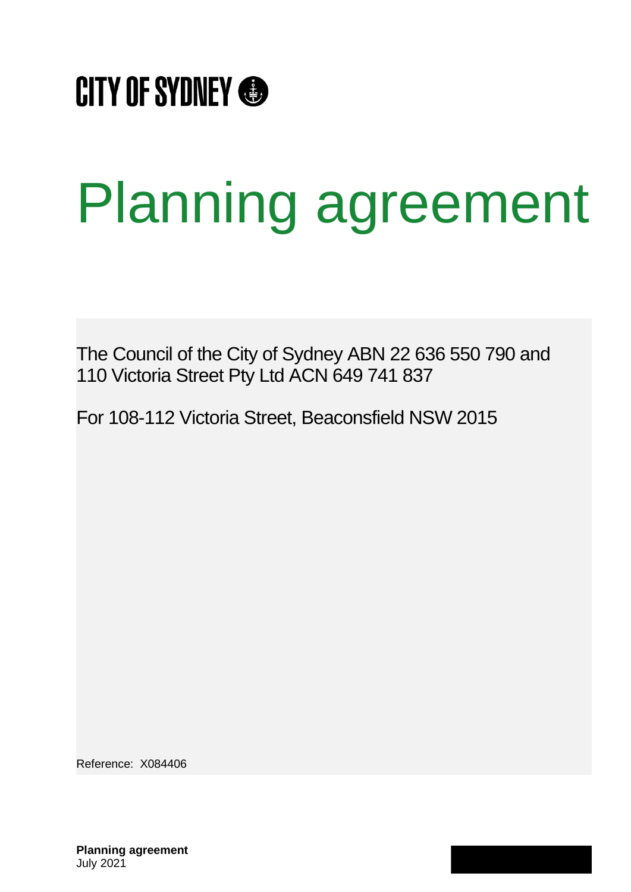CITY OF SYDNEY

# Planning agreement

The Council of the City of Sydney ABN 22 636 550 790 and 110 Victoria Street Pty Ltd ACN 649 741 837

For 108-112 Victoria Street, Beaconsfield NSW 2015

Reference: X084406

**Planning agreement**
July 2021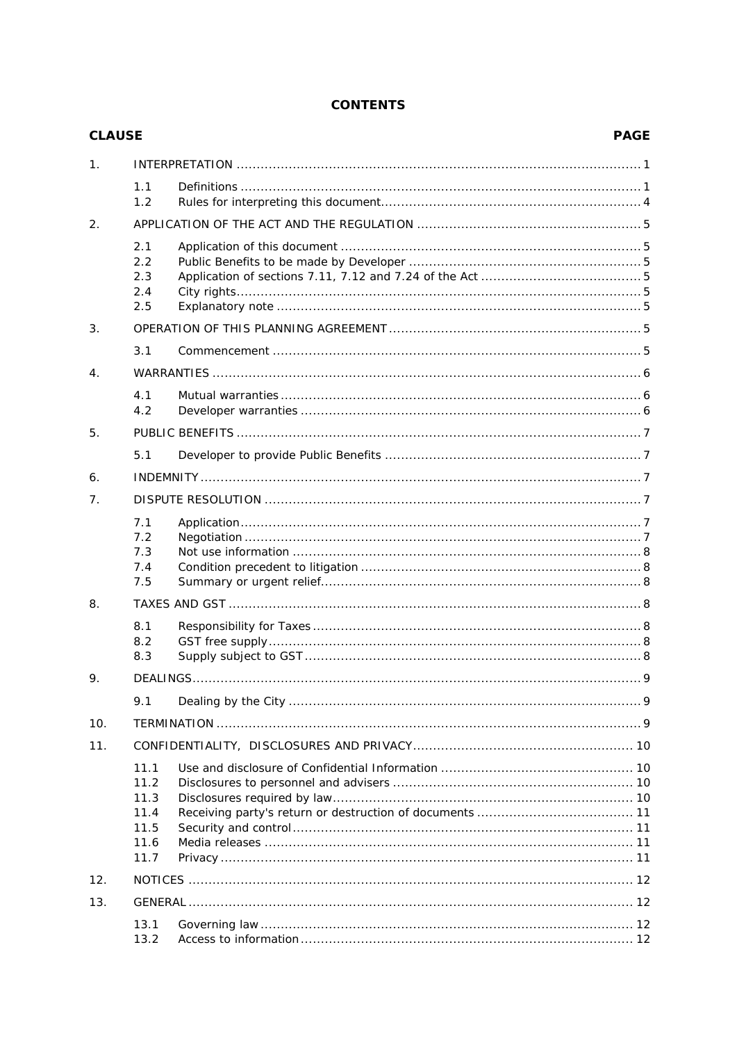# CONTENTS

| CLAUSE | | | PAGE |
|---|---|---|---|
| 1. | INTERPRETATION | | 1 |
| | 1.1 | Definitions | 1 |
| | 1.2 | Rules for interpreting this document | 4 |
| 2. | APPLICATION OF THE ACT AND THE REGULATION | | 5 |
| | 2.1 | Application of this document | 5 |
| | 2.2 | Public Benefits to be made by Developer | 5 |
| | 2.3 | Application of sections 7.11, 7.12 and 7.24 of the Act | 5 |
| | 2.4 | City rights | 5 |
| | 2.5 | Explanatory note | 5 |
| 3. | OPERATION OF THIS PLANNING AGREEMENT | | 5 |
| | 3.1 | Commencement | 5 |
| 4. | WARRANTIES | | 6 |
| | 4.1 | Mutual warranties | 6 |
| | 4.2 | Developer warranties | 6 |
| 5. | PUBLIC BENEFITS | | 7 |
| | 5.1 | Developer to provide Public Benefits | 7 |
| 6. | INDEMNITY | | 7 |
| 7. | DISPUTE RESOLUTION | | 7 |
| | 7.1 | Application | 7 |
| | 7.2 | Negotiation | 7 |
| | 7.3 | Not use information | 8 |
| | 7.4 | Condition precedent to litigation | 8 |
| | 7.5 | Summary or urgent relief | 8 |
| 8. | TAXES AND GST | | 8 |
| | 8.1 | Responsibility for Taxes | 8 |
| | 8.2 | GST free supply | 8 |
| | 8.3 | Supply subject to GST | 8 |
| 9. | DEALINGS | | 9 |
| | 9.1 | Dealing by the City | 9 |
| 10. | TERMINATION | | 9 |
| 11. | CONFIDENTIALITY, DISCLOSURES AND PRIVACY | | 10 |
| | 11.1 | Use and disclosure of Confidential Information | 10 |
| | 11.2 | Disclosures to personnel and advisers | 10 |
| | 11.3 | Disclosures required by law | 10 |
| | 11.4 | Receiving party's return or destruction of documents | 11 |
| | 11.5 | Security and control | 11 |
| | 11.6 | Media releases | 11 |
| | 11.7 | Privacy | 11 |
| 12. | NOTICES | | 12 |
| 13. | GENERAL | | 12 |
| | 13.1 | Governing law | 12 |
| | 13.2 | Access to information | 12 |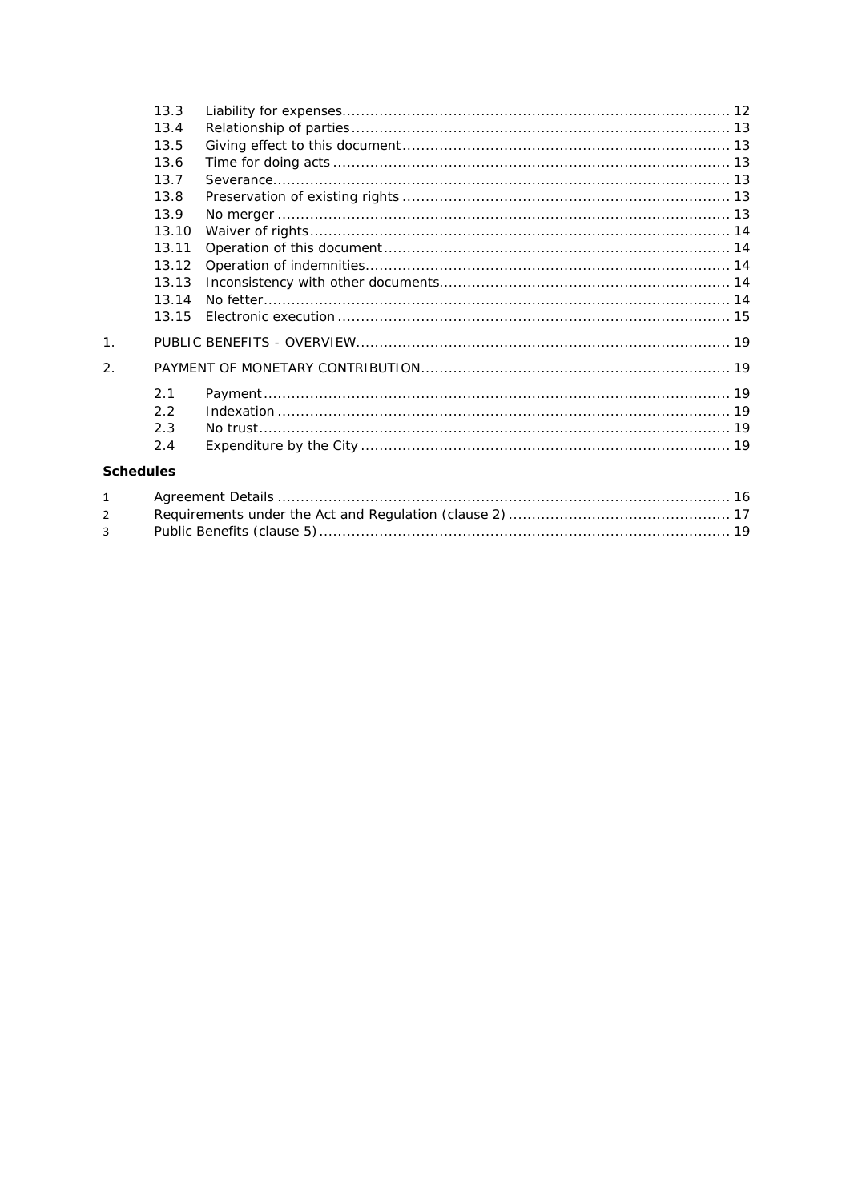| | | |
|---|---|---|
| 13.3 | Liability for expenses | 12 |
| 13.4 | Relationship of parties | 13 |
| 13.5 | Giving effect to this document | 13 |
| 13.6 | Time for doing acts | 13 |
| 13.7 | Severance | 13 |
| 13.8 | Preservation of existing rights | 13 |
| 13.9 | No merger | 13 |
| 13.10 | Waiver of rights | 14 |
| 13.11 | Operation of this document | 14 |
| 13.12 | Operation of indemnities | 14 |
| 13.13 | Inconsistency with other documents | 14 |
| 13.14 | No fetter | 14 |
| 13.15 | Electronic execution | 15 |

1. PUBLIC BENEFITS - OVERVIEW ..... 19
2. PAYMENT OF MONETARY CONTRIBUTION ..... 19

| | | |
|---|---|---|
| 2.1 | Payment | 19 |
| 2.2 | Indexation | 19 |
| 2.3 | No trust | 19 |
| 2.4 | Expenditure by the City | 19 |

**Schedules**

| | | |
|---|---|---|
| 1 | Agreement Details | 16 |
| 2 | Requirements under the Act and Regulation (clause 2) | 17 |
| 3 | Public Benefits (clause 5) | 19 |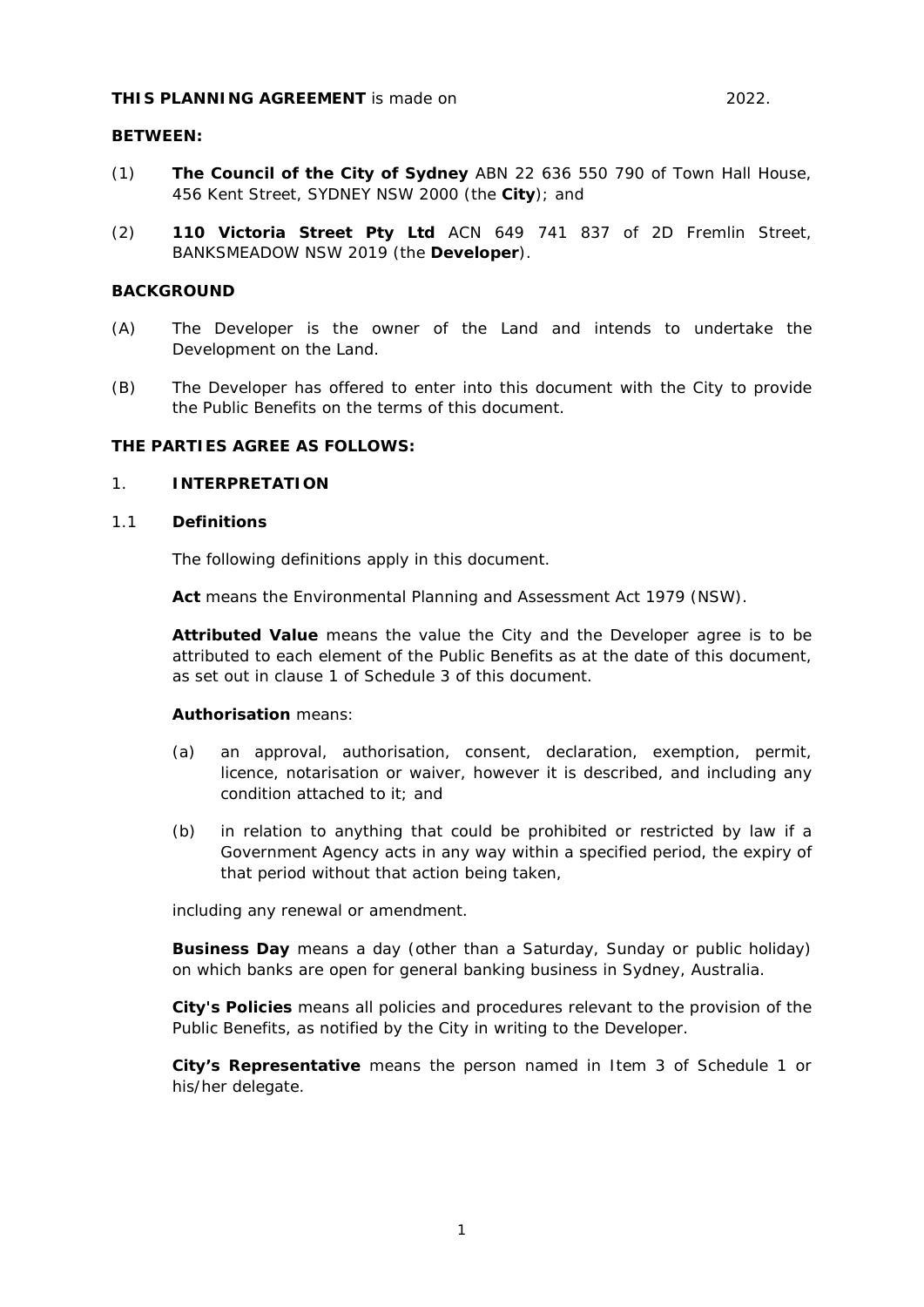**THIS PLANNING AGREEMENT** is made on 2022.

**BETWEEN:**

(1) **The Council of the City of Sydney** ABN 22 636 550 790 of Town Hall House, 456 Kent Street, SYDNEY NSW 2000 (the **City**); and

(2) **110 Victoria Street Pty Ltd** ACN 649 741 837 of 2D Fremlin Street, BANKSMEADOW NSW 2019 (the **Developer**).

**BACKGROUND**

(A) The Developer is the owner of the Land and intends to undertake the Development on the Land.

(B) The Developer has offered to enter into this document with the City to provide the Public Benefits on the terms of this document.

**THE PARTIES AGREE AS FOLLOWS:**

## 1. INTERPRETATION

### 1.1 Definitions

The following definitions apply in this document.

**Act** means the Environmental Planning and Assessment Act 1979 (NSW).

**Attributed Value** means the value the City and the Developer agree is to be attributed to each element of the Public Benefits as at the date of this document, as set out in clause 1 of Schedule 3 of this document.

**Authorisation** means:

(a) an approval, authorisation, consent, declaration, exemption, permit, licence, notarisation or waiver, however it is described, and including any condition attached to it; and

(b) in relation to anything that could be prohibited or restricted by law if a Government Agency acts in any way within a specified period, the expiry of that period without that action being taken,

including any renewal or amendment.

**Business Day** means a day (other than a Saturday, Sunday or public holiday) on which banks are open for general banking business in Sydney, Australia.

**City's Policies** means all policies and procedures relevant to the provision of the Public Benefits, as notified by the City in writing to the Developer.

**City's Representative** means the person named in Item 3 of Schedule 1 or his/her delegate.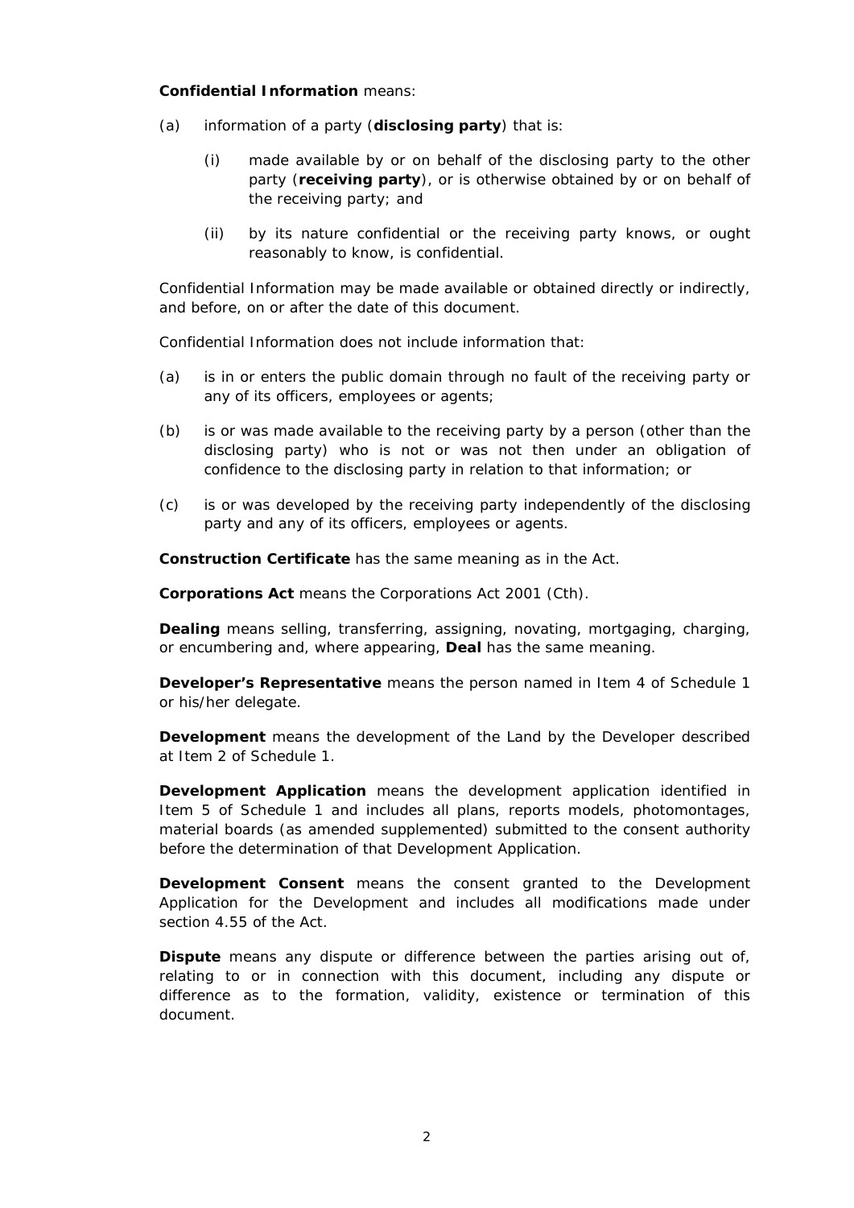**Confidential Information** means:

(a) information of a party (**disclosing party**) that is:

(i) made available by or on behalf of the disclosing party to the other party (**receiving party**), or is otherwise obtained by or on behalf of the receiving party; and

(ii) by its nature confidential or the receiving party knows, or ought reasonably to know, is confidential.

Confidential Information may be made available or obtained directly or indirectly, and before, on or after the date of this document.

Confidential Information does not include information that:

(a) is in or enters the public domain through no fault of the receiving party or any of its officers, employees or agents;

(b) is or was made available to the receiving party by a person (other than the disclosing party) who is not or was not then under an obligation of confidence to the disclosing party in relation to that information; or

(c) is or was developed by the receiving party independently of the disclosing party and any of its officers, employees or agents.

**Construction Certificate** has the same meaning as in the Act.

**Corporations Act** means the Corporations Act 2001 (Cth).

**Dealing** means selling, transferring, assigning, novating, mortgaging, charging, or encumbering and, where appearing, **Deal** has the same meaning.

**Developer's Representative** means the person named in Item 4 of Schedule 1 or his/her delegate.

**Development** means the development of the Land by the Developer described at Item 2 of Schedule 1.

**Development Application** means the development application identified in Item 5 of Schedule 1 and includes all plans, reports models, photomontages, material boards (as amended supplemented) submitted to the consent authority before the determination of that Development Application.

**Development Consent** means the consent granted to the Development Application for the Development and includes all modifications made under section 4.55 of the Act.

**Dispute** means any dispute or difference between the parties arising out of, relating to or in connection with this document, including any dispute or difference as to the formation, validity, existence or termination of this document.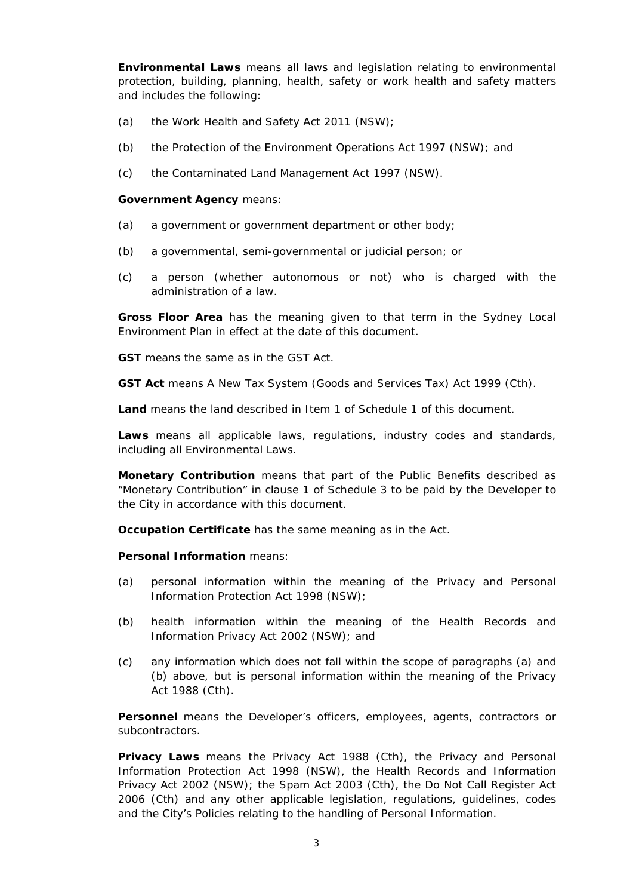**Environmental Laws** means all laws and legislation relating to environmental protection, building, planning, health, safety or work health and safety matters and includes the following:

(a) the Work Health and Safety Act 2011 (NSW);

(b) the Protection of the Environment Operations Act 1997 (NSW); and

(c) the Contaminated Land Management Act 1997 (NSW).

**Government Agency** means:

(a) a government or government department or other body;

(b) a governmental, semi-governmental or judicial person; or

(c) a person (whether autonomous or not) who is charged with the administration of a law.

**Gross Floor Area** has the meaning given to that term in the Sydney Local Environment Plan in effect at the date of this document.

**GST** means the same as in the GST Act.

**GST Act** means A New Tax System (Goods and Services Tax) Act 1999 (Cth).

**Land** means the land described in Item 1 of Schedule 1 of this document.

**Laws** means all applicable laws, regulations, industry codes and standards, including all Environmental Laws.

**Monetary Contribution** means that part of the Public Benefits described as "Monetary Contribution" in clause 1 of Schedule 3 to be paid by the Developer to the City in accordance with this document.

**Occupation Certificate** has the same meaning as in the Act.

**Personal Information** means:

(a) personal information within the meaning of the Privacy and Personal Information Protection Act 1998 (NSW);

(b) health information within the meaning of the Health Records and Information Privacy Act 2002 (NSW); and

(c) any information which does not fall within the scope of paragraphs (a) and (b) above, but is personal information within the meaning of the Privacy Act 1988 (Cth).

**Personnel** means the Developer's officers, employees, agents, contractors or subcontractors.

**Privacy Laws** means the Privacy Act 1988 (Cth), the Privacy and Personal Information Protection Act 1998 (NSW), the Health Records and Information Privacy Act 2002 (NSW); the Spam Act 2003 (Cth), the Do Not Call Register Act 2006 (Cth) and any other applicable legislation, regulations, guidelines, codes and the City's Policies relating to the handling of Personal Information.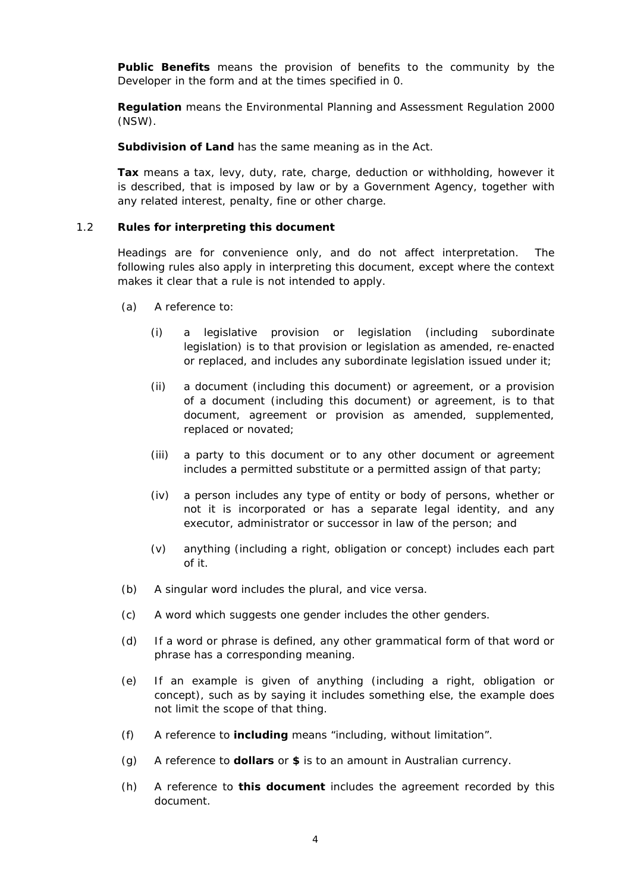**Public Benefits** means the provision of benefits to the community by the Developer in the form and at the times specified in 0.

**Regulation** means the Environmental Planning and Assessment Regulation 2000 (NSW).

**Subdivision of Land** has the same meaning as in the Act.

**Tax** means a tax, levy, duty, rate, charge, deduction or withholding, however it is described, that is imposed by law or by a Government Agency, together with any related interest, penalty, fine or other charge.

### 1.2 Rules for interpreting this document

Headings are for convenience only, and do not affect interpretation. The following rules also apply in interpreting this document, except where the context makes it clear that a rule is not intended to apply.

(a) A reference to:

  (i) a legislative provision or legislation (including subordinate legislation) is to that provision or legislation as amended, re-enacted or replaced, and includes any subordinate legislation issued under it;

  (ii) a document (including this document) or agreement, or a provision of a document (including this document) or agreement, is to that document, agreement or provision as amended, supplemented, replaced or novated;

  (iii) a party to this document or to any other document or agreement includes a permitted substitute or a permitted assign of that party;

  (iv) a person includes any type of entity or body of persons, whether or not it is incorporated or has a separate legal identity, and any executor, administrator or successor in law of the person; and

  (v) anything (including a right, obligation or concept) includes each part of it.

(b) A singular word includes the plural, and vice versa.

(c) A word which suggests one gender includes the other genders.

(d) If a word or phrase is defined, any other grammatical form of that word or phrase has a corresponding meaning.

(e) If an example is given of anything (including a right, obligation or concept), such as by saying it includes something else, the example does not limit the scope of that thing.

(f) A reference to **including** means "including, without limitation".

(g) A reference to **dollars** or **$** is to an amount in Australian currency.

(h) A reference to **this document** includes the agreement recorded by this document.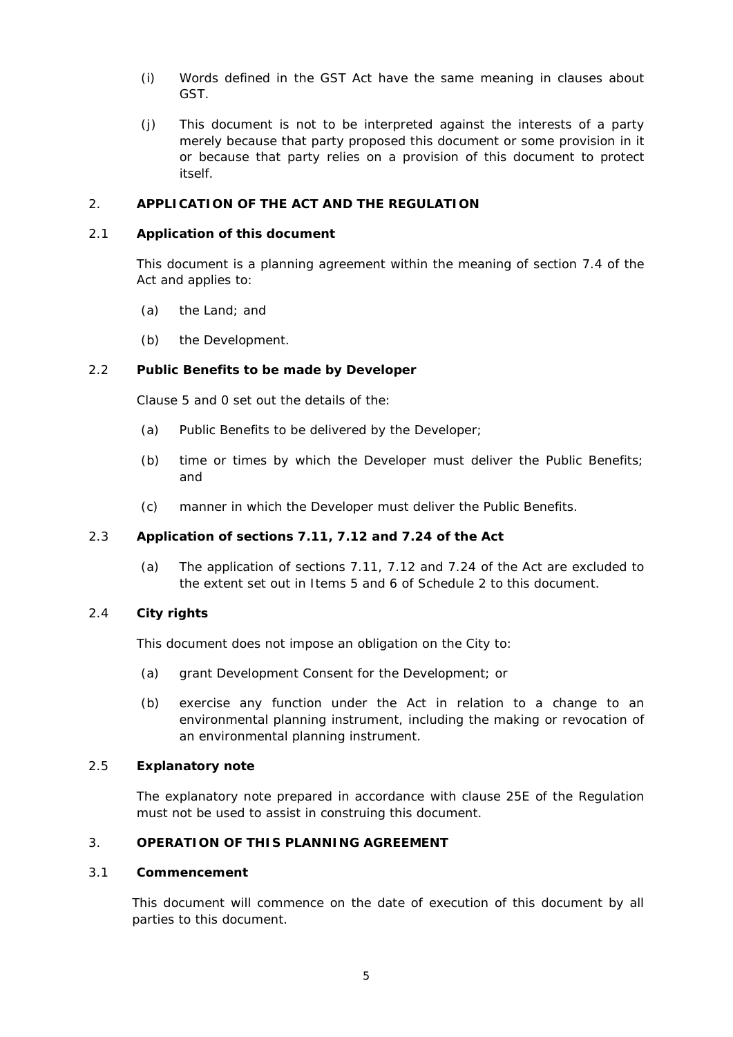(i) Words defined in the GST Act have the same meaning in clauses about GST.

(j) This document is not to be interpreted against the interests of a party merely because that party proposed this document or some provision in it or because that party relies on a provision of this document to protect itself.

## 2. APPLICATION OF THE ACT AND THE REGULATION

### 2.1 Application of this document

This document is a planning agreement within the meaning of section 7.4 of the Act and applies to:

(a) the Land; and

(b) the Development.

### 2.2 Public Benefits to be made by Developer

Clause 5 and 0 set out the details of the:

(a) Public Benefits to be delivered by the Developer;

(b) time or times by which the Developer must deliver the Public Benefits; and

(c) manner in which the Developer must deliver the Public Benefits.

### 2.3 Application of sections 7.11, 7.12 and 7.24 of the Act

(a) The application of sections 7.11, 7.12 and 7.24 of the Act are excluded to the extent set out in Items 5 and 6 of Schedule 2 to this document.

### 2.4 City rights

This document does not impose an obligation on the City to:

(a) grant Development Consent for the Development; or

(b) exercise any function under the Act in relation to a change to an environmental planning instrument, including the making or revocation of an environmental planning instrument.

### 2.5 Explanatory note

The explanatory note prepared in accordance with clause 25E of the Regulation must not be used to assist in construing this document.

## 3. OPERATION OF THIS PLANNING AGREEMENT

### 3.1 Commencement

This document will commence on the date of execution of this document by all parties to this document.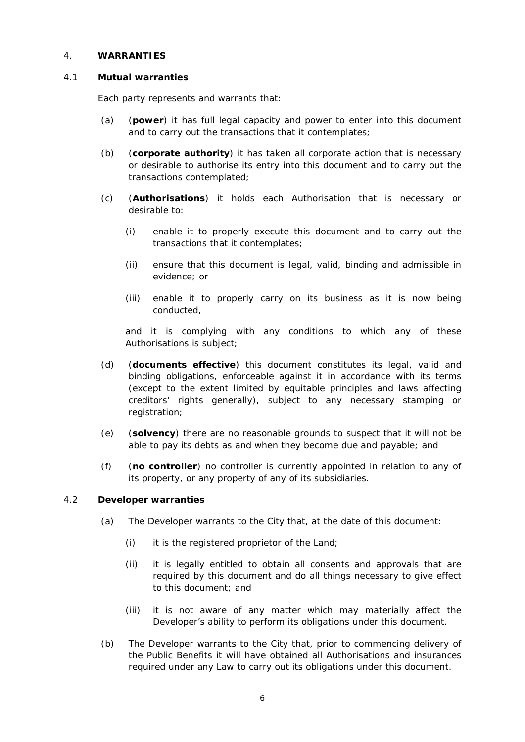## 4. WARRANTIES

### 4.1 Mutual warranties

Each party represents and warrants that:

(a) (**power**) it has full legal capacity and power to enter into this document and to carry out the transactions that it contemplates;

(b) (**corporate authority**) it has taken all corporate action that is necessary or desirable to authorise its entry into this document and to carry out the transactions contemplated;

(c) (**Authorisations**) it holds each Authorisation that is necessary or desirable to:

  (i) enable it to properly execute this document and to carry out the transactions that it contemplates;

  (ii) ensure that this document is legal, valid, binding and admissible in evidence; or

  (iii) enable it to properly carry on its business as it is now being conducted,

  and it is complying with any conditions to which any of these Authorisations is subject;

(d) (**documents effective**) this document constitutes its legal, valid and binding obligations, enforceable against it in accordance with its terms (except to the extent limited by equitable principles and laws affecting creditors' rights generally), subject to any necessary stamping or registration;

(e) (**solvency**) there are no reasonable grounds to suspect that it will not be able to pay its debts as and when they become due and payable; and

(f) (**no controller**) no controller is currently appointed in relation to any of its property, or any property of any of its subsidiaries.

### 4.2 Developer warranties

(a) The Developer warrants to the City that, at the date of this document:

  (i) it is the registered proprietor of the Land;

  (ii) it is legally entitled to obtain all consents and approvals that are required by this document and do all things necessary to give effect to this document; and

  (iii) it is not aware of any matter which may materially affect the Developer's ability to perform its obligations under this document.

(b) The Developer warrants to the City that, prior to commencing delivery of the Public Benefits it will have obtained all Authorisations and insurances required under any Law to carry out its obligations under this document.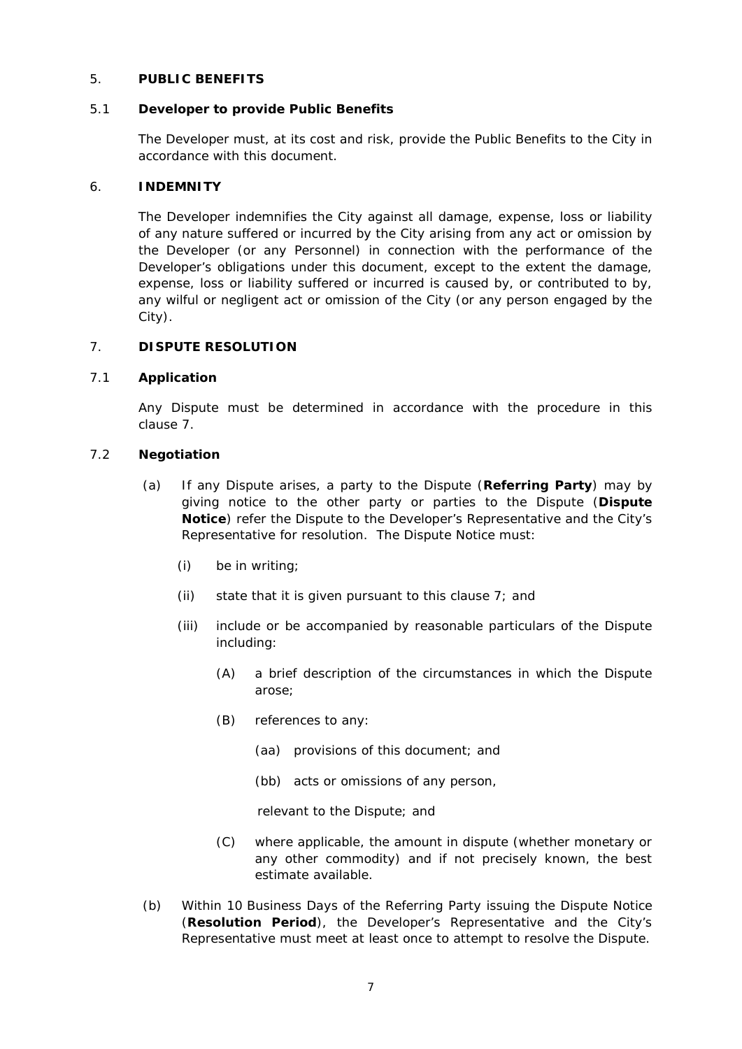## 5. PUBLIC BENEFITS

### 5.1 Developer to provide Public Benefits

The Developer must, at its cost and risk, provide the Public Benefits to the City in accordance with this document.

## 6. INDEMNITY

The Developer indemnifies the City against all damage, expense, loss or liability of any nature suffered or incurred by the City arising from any act or omission by the Developer (or any Personnel) in connection with the performance of the Developer's obligations under this document, except to the extent the damage, expense, loss or liability suffered or incurred is caused by, or contributed to by, any wilful or negligent act or omission of the City (or any person engaged by the City).

## 7. DISPUTE RESOLUTION

### 7.1 Application

Any Dispute must be determined in accordance with the procedure in this clause 7.

### 7.2 Negotiation

(a) If any Dispute arises, a party to the Dispute (**Referring Party**) may by giving notice to the other party or parties to the Dispute (**Dispute Notice**) refer the Dispute to the Developer's Representative and the City's Representative for resolution. The Dispute Notice must:

   (i) be in writing;

   (ii) state that it is given pursuant to this clause 7; and

   (iii) include or be accompanied by reasonable particulars of the Dispute including:

      (A) a brief description of the circumstances in which the Dispute arose;

      (B) references to any:

         (aa) provisions of this document; and

         (bb) acts or omissions of any person,

         relevant to the Dispute; and

      (C) where applicable, the amount in dispute (whether monetary or any other commodity) and if not precisely known, the best estimate available.

(b) Within 10 Business Days of the Referring Party issuing the Dispute Notice (**Resolution Period**), the Developer's Representative and the City's Representative must meet at least once to attempt to resolve the Dispute.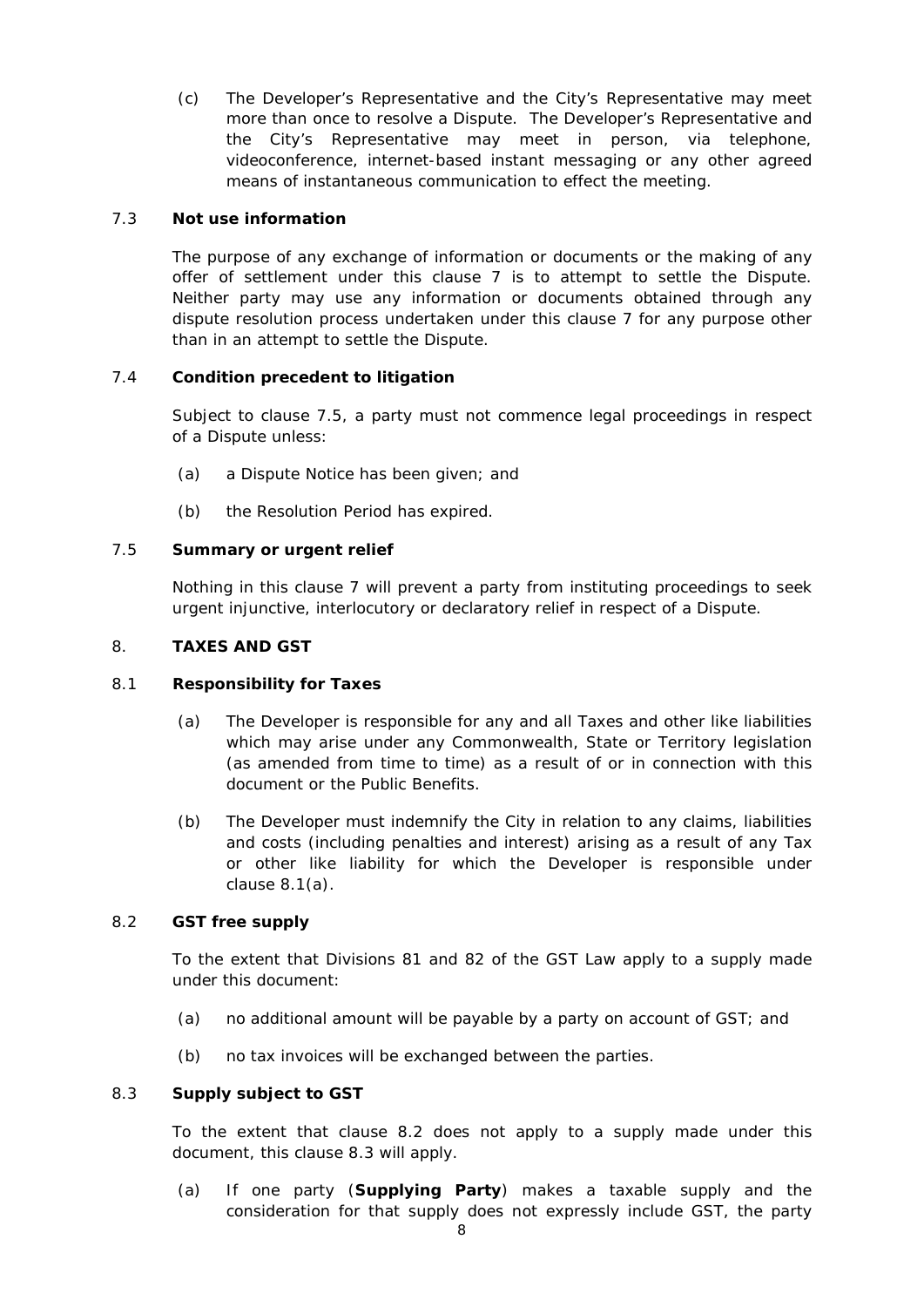(c) The Developer's Representative and the City's Representative may meet more than once to resolve a Dispute. The Developer's Representative and the City's Representative may meet in person, via telephone, videoconference, internet-based instant messaging or any other agreed means of instantaneous communication to effect the meeting.

7.3 **Not use information**

The purpose of any exchange of information or documents or the making of any offer of settlement under this clause 7 is to attempt to settle the Dispute. Neither party may use any information or documents obtained through any dispute resolution process undertaken under this clause 7 for any purpose other than in an attempt to settle the Dispute.

7.4 **Condition precedent to litigation**

Subject to clause 7.5, a party must not commence legal proceedings in respect of a Dispute unless:

(a) a Dispute Notice has been given; and

(b) the Resolution Period has expired.

7.5 **Summary or urgent relief**

Nothing in this clause 7 will prevent a party from instituting proceedings to seek urgent injunctive, interlocutory or declaratory relief in respect of a Dispute.

8. **TAXES AND GST**

8.1 **Responsibility for Taxes**

(a) The Developer is responsible for any and all Taxes and other like liabilities which may arise under any Commonwealth, State or Territory legislation (as amended from time to time) as a result of or in connection with this document or the Public Benefits.

(b) The Developer must indemnify the City in relation to any claims, liabilities and costs (including penalties and interest) arising as a result of any Tax or other like liability for which the Developer is responsible under clause 8.1(a).

8.2 **GST free supply**

To the extent that Divisions 81 and 82 of the GST Law apply to a supply made under this document:

(a) no additional amount will be payable by a party on account of GST; and

(b) no tax invoices will be exchanged between the parties.

8.3 **Supply subject to GST**

To the extent that clause 8.2 does not apply to a supply made under this document, this clause 8.3 will apply.

(a) If one party (**Supplying Party**) makes a taxable supply and the consideration for that supply does not expressly include GST, the party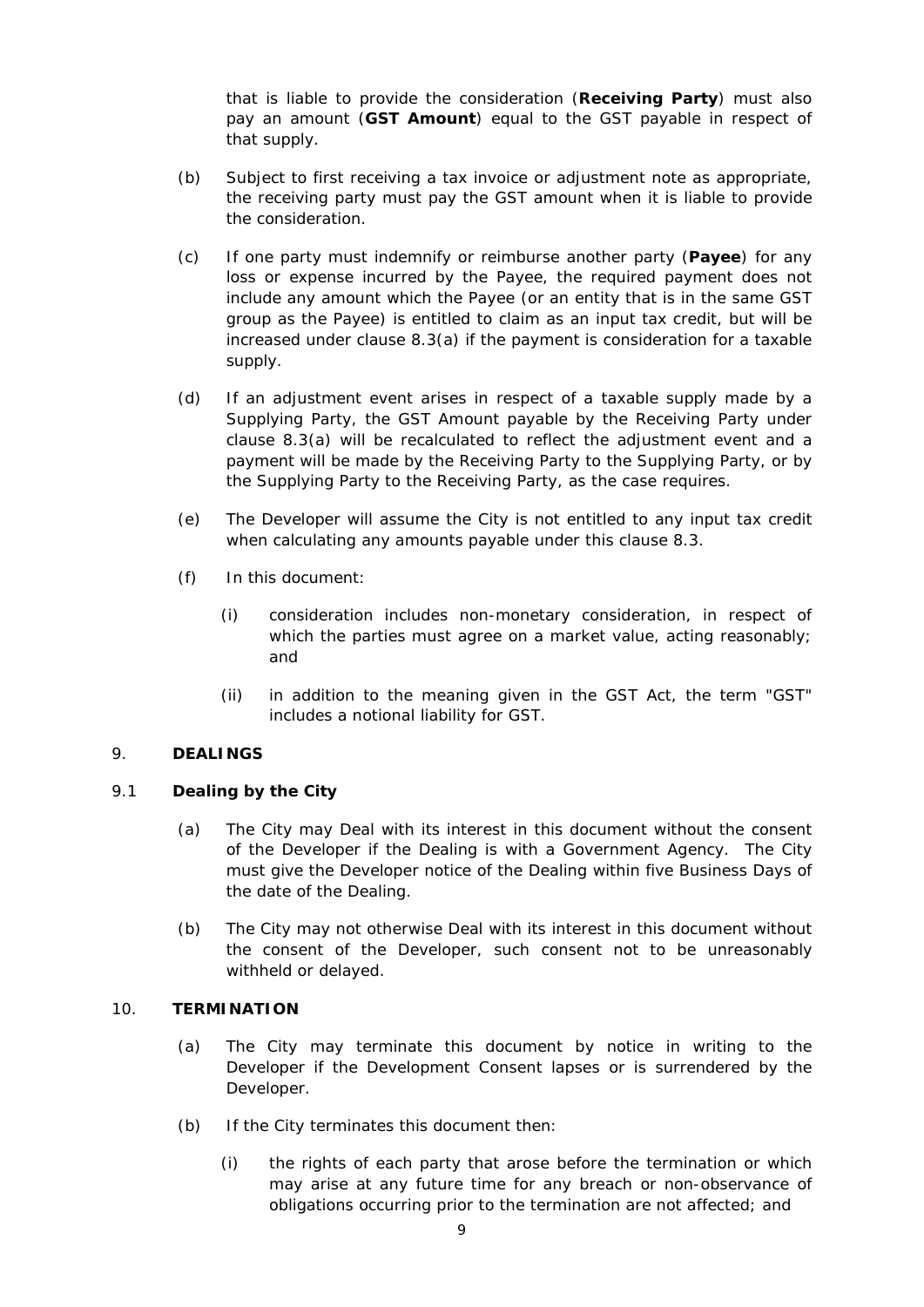that is liable to provide the consideration (**Receiving Party**) must also pay an amount (**GST Amount**) equal to the GST payable in respect of that supply.

(b) Subject to first receiving a tax invoice or adjustment note as appropriate, the receiving party must pay the GST amount when it is liable to provide the consideration.

(c) If one party must indemnify or reimburse another party (**Payee**) for any loss or expense incurred by the Payee, the required payment does not include any amount which the Payee (or an entity that is in the same GST group as the Payee) is entitled to claim as an input tax credit, but will be increased under clause 8.3(a) if the payment is consideration for a taxable supply.

(d) If an adjustment event arises in respect of a taxable supply made by a Supplying Party, the GST Amount payable by the Receiving Party under clause 8.3(a) will be recalculated to reflect the adjustment event and a payment will be made by the Receiving Party to the Supplying Party, or by the Supplying Party to the Receiving Party, as the case requires.

(e) The Developer will assume the City is not entitled to any input tax credit when calculating any amounts payable under this clause 8.3.

(f) In this document:

(i) consideration includes non-monetary consideration, in respect of which the parties must agree on a market value, acting reasonably; and

(ii) in addition to the meaning given in the GST Act, the term "GST" includes a notional liability for GST.

## 9. DEALINGS

### 9.1 Dealing by the City

(a) The City may Deal with its interest in this document without the consent of the Developer if the Dealing is with a Government Agency. The City must give the Developer notice of the Dealing within five Business Days of the date of the Dealing.

(b) The City may not otherwise Deal with its interest in this document without the consent of the Developer, such consent not to be unreasonably withheld or delayed.

## 10. TERMINATION

(a) The City may terminate this document by notice in writing to the Developer if the Development Consent lapses or is surrendered by the Developer.

(b) If the City terminates this document then:

(i) the rights of each party that arose before the termination or which may arise at any future time for any breach or non-observance of obligations occurring prior to the termination are not affected; and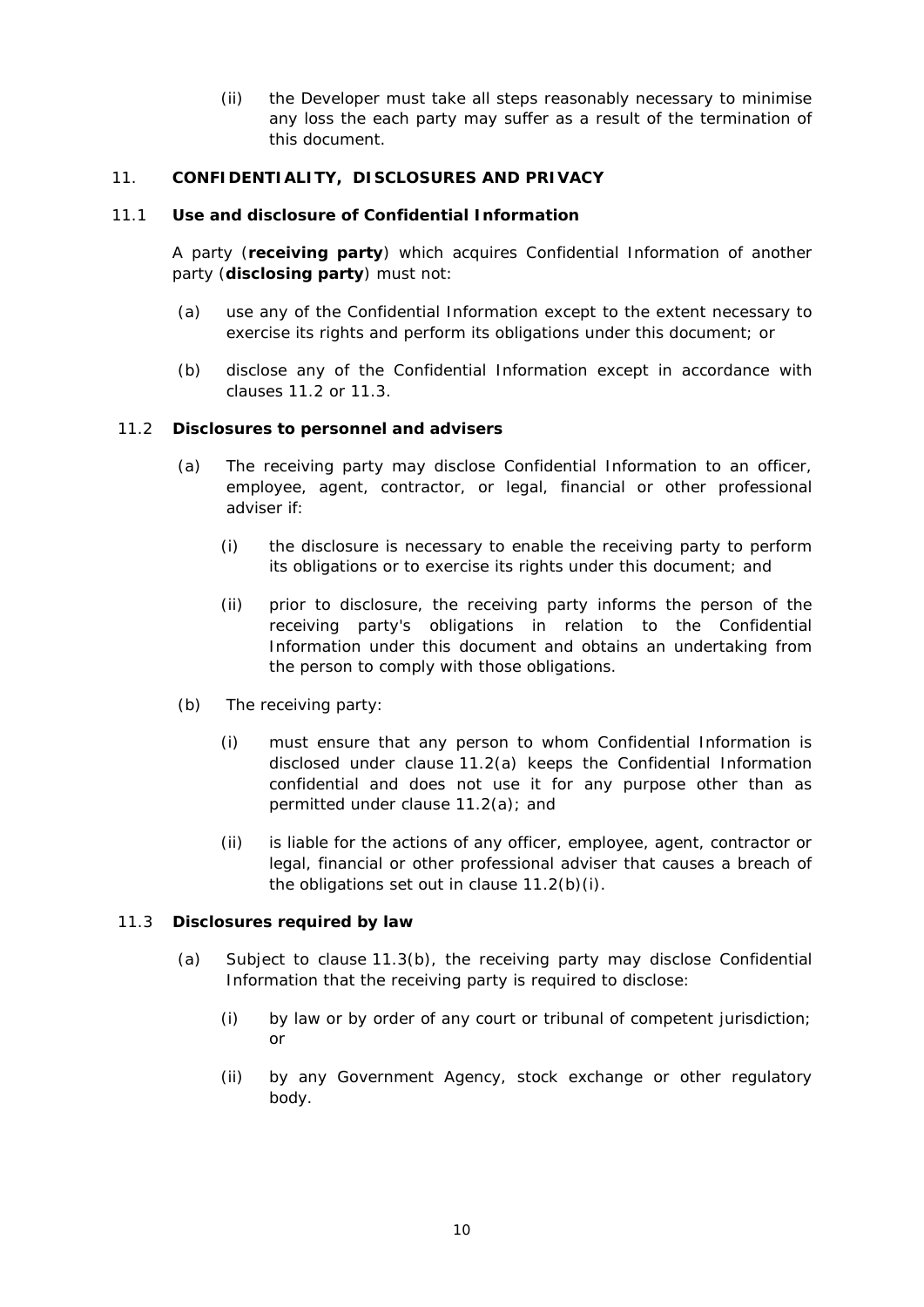(ii) the Developer must take all steps reasonably necessary to minimise any loss the each party may suffer as a result of the termination of this document.

## 11. CONFIDENTIALITY, DISCLOSURES AND PRIVACY

### 11.1 Use and disclosure of Confidential Information

A party (**receiving party**) which acquires Confidential Information of another party (**disclosing party**) must not:

(a) use any of the Confidential Information except to the extent necessary to exercise its rights and perform its obligations under this document; or

(b) disclose any of the Confidential Information except in accordance with clauses 11.2 or 11.3.

### 11.2 Disclosures to personnel and advisers

(a) The receiving party may disclose Confidential Information to an officer, employee, agent, contractor, or legal, financial or other professional adviser if:

(i) the disclosure is necessary to enable the receiving party to perform its obligations or to exercise its rights under this document; and

(ii) prior to disclosure, the receiving party informs the person of the receiving party's obligations in relation to the Confidential Information under this document and obtains an undertaking from the person to comply with those obligations.

(b) The receiving party:

(i) must ensure that any person to whom Confidential Information is disclosed under clause 11.2(a) keeps the Confidential Information confidential and does not use it for any purpose other than as permitted under clause 11.2(a); and

(ii) is liable for the actions of any officer, employee, agent, contractor or legal, financial or other professional adviser that causes a breach of the obligations set out in clause 11.2(b)(i).

### 11.3 Disclosures required by law

(a) Subject to clause 11.3(b), the receiving party may disclose Confidential Information that the receiving party is required to disclose:

(i) by law or by order of any court or tribunal of competent jurisdiction; or

(ii) by any Government Agency, stock exchange or other regulatory body.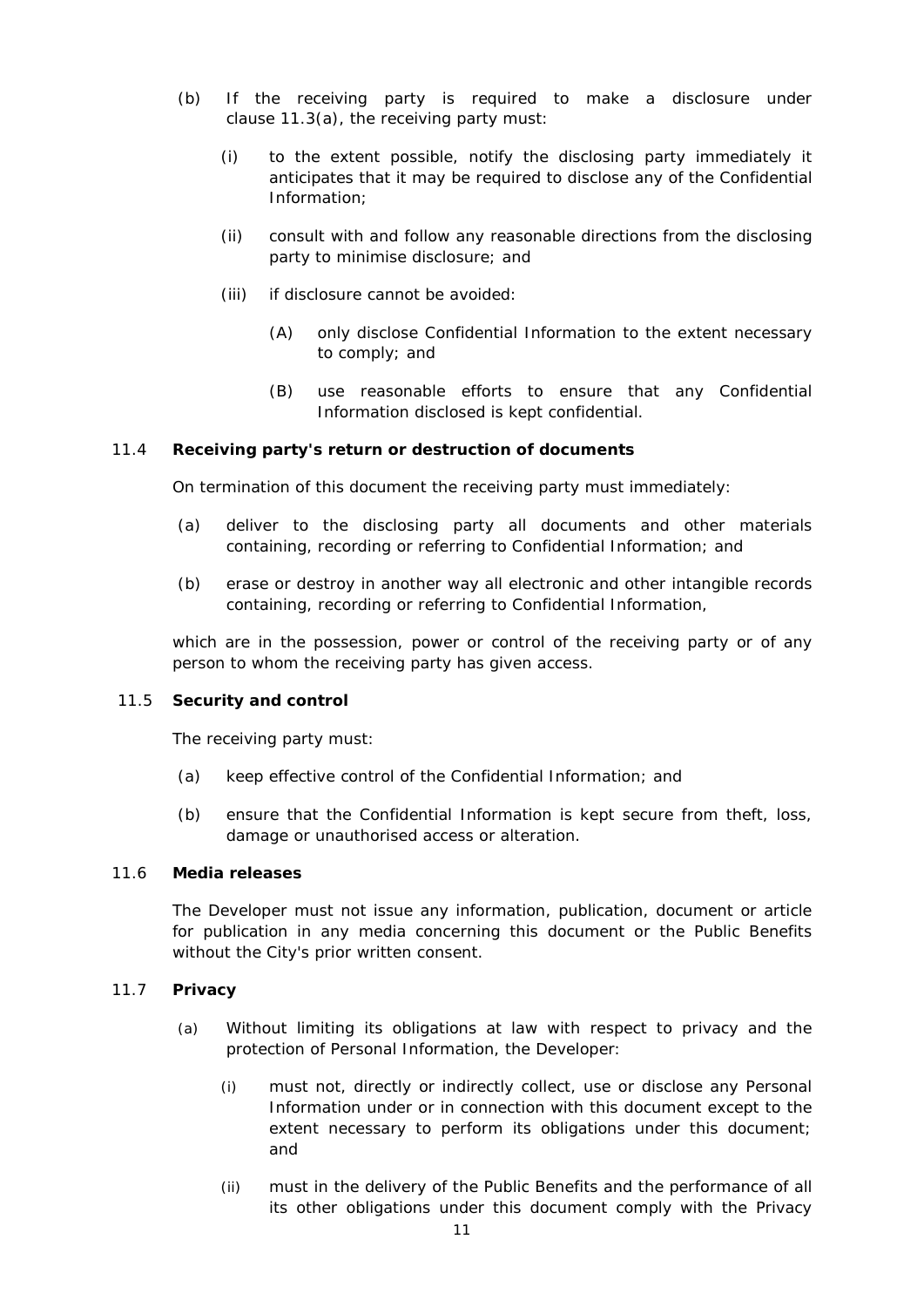(b) If the receiving party is required to make a disclosure under clause 11.3(a), the receiving party must:

   (i) to the extent possible, notify the disclosing party immediately it anticipates that it may be required to disclose any of the Confidential Information;

   (ii) consult with and follow any reasonable directions from the disclosing party to minimise disclosure; and

   (iii) if disclosure cannot be avoided:

      (A) only disclose Confidential Information to the extent necessary to comply; and

      (B) use reasonable efforts to ensure that any Confidential Information disclosed is kept confidential.

### 11.4 Receiving party's return or destruction of documents

On termination of this document the receiving party must immediately:

(a) deliver to the disclosing party all documents and other materials containing, recording or referring to Confidential Information; and

(b) erase or destroy in another way all electronic and other intangible records containing, recording or referring to Confidential Information,

which are in the possession, power or control of the receiving party or of any person to whom the receiving party has given access.

### 11.5 Security and control

The receiving party must:

(a) keep effective control of the Confidential Information; and

(b) ensure that the Confidential Information is kept secure from theft, loss, damage or unauthorised access or alteration.

### 11.6 Media releases

The Developer must not issue any information, publication, document or article for publication in any media concerning this document or the Public Benefits without the City's prior written consent.

### 11.7 Privacy

(a) Without limiting its obligations at law with respect to privacy and the protection of Personal Information, the Developer:

   (i) must not, directly or indirectly collect, use or disclose any Personal Information under or in connection with this document except to the extent necessary to perform its obligations under this document; and

   (ii) must in the delivery of the Public Benefits and the performance of all its other obligations under this document comply with the Privacy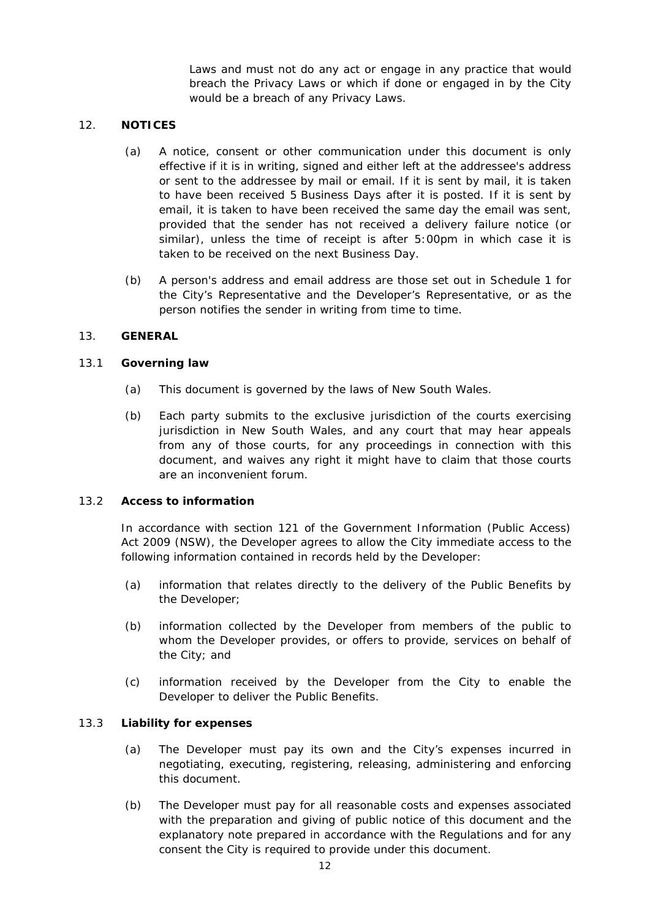Laws and must not do any act or engage in any practice that would breach the Privacy Laws or which if done or engaged in by the City would be a breach of any Privacy Laws.

## 12. NOTICES

(a) A notice, consent or other communication under this document is only effective if it is in writing, signed and either left at the addressee's address or sent to the addressee by mail or email. If it is sent by mail, it is taken to have been received 5 Business Days after it is posted. If it is sent by email, it is taken to have been received the same day the email was sent, provided that the sender has not received a delivery failure notice (or similar), unless the time of receipt is after 5:00pm in which case it is taken to be received on the next Business Day.

(b) A person's address and email address are those set out in Schedule 1 for the City's Representative and the Developer's Representative, or as the person notifies the sender in writing from time to time.

## 13. GENERAL

### 13.1 Governing law

(a) This document is governed by the laws of New South Wales.

(b) Each party submits to the exclusive jurisdiction of the courts exercising jurisdiction in New South Wales, and any court that may hear appeals from any of those courts, for any proceedings in connection with this document, and waives any right it might have to claim that those courts are an inconvenient forum.

### 13.2 Access to information

In accordance with section 121 of the Government Information (Public Access) Act 2009 (NSW), the Developer agrees to allow the City immediate access to the following information contained in records held by the Developer:

(a) information that relates directly to the delivery of the Public Benefits by the Developer;

(b) information collected by the Developer from members of the public to whom the Developer provides, or offers to provide, services on behalf of the City; and

(c) information received by the Developer from the City to enable the Developer to deliver the Public Benefits.

### 13.3 Liability for expenses

(a) The Developer must pay its own and the City's expenses incurred in negotiating, executing, registering, releasing, administering and enforcing this document.

(b) The Developer must pay for all reasonable costs and expenses associated with the preparation and giving of public notice of this document and the explanatory note prepared in accordance with the Regulations and for any consent the City is required to provide under this document.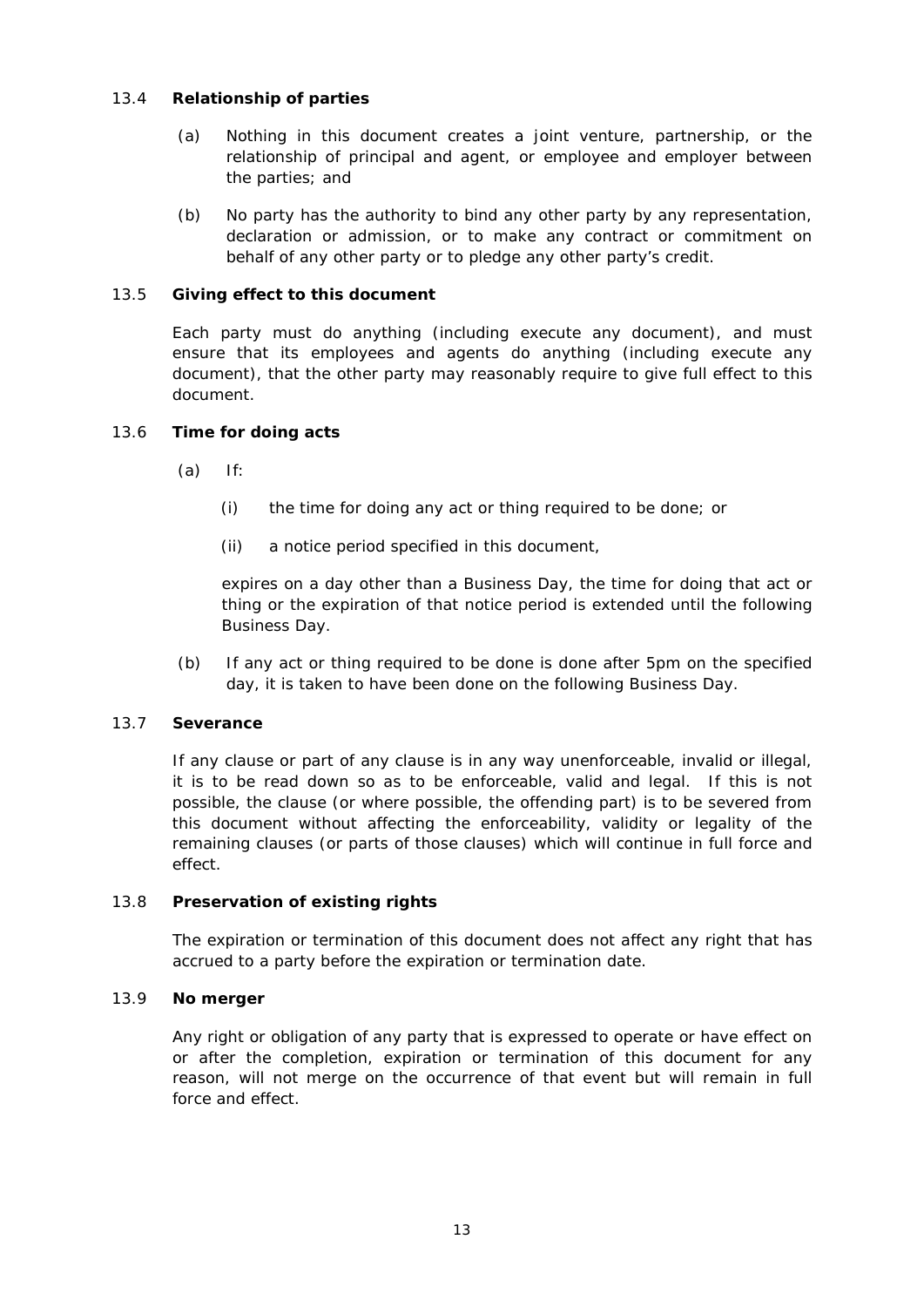### 13.4 **Relationship of parties**

(a) Nothing in this document creates a joint venture, partnership, or the relationship of principal and agent, or employee and employer between the parties; and

(b) No party has the authority to bind any other party by any representation, declaration or admission, or to make any contract or commitment on behalf of any other party or to pledge any other party's credit.

### 13.5 **Giving effect to this document**

Each party must do anything (including execute any document), and must ensure that its employees and agents do anything (including execute any document), that the other party may reasonably require to give full effect to this document.

### 13.6 **Time for doing acts**

(a) If:

   (i) the time for doing any act or thing required to be done; or

   (ii) a notice period specified in this document,

   expires on a day other than a Business Day, the time for doing that act or thing or the expiration of that notice period is extended until the following Business Day.

(b) If any act or thing required to be done is done after 5pm on the specified day, it is taken to have been done on the following Business Day.

### 13.7 **Severance**

If any clause or part of any clause is in any way unenforceable, invalid or illegal, it is to be read down so as to be enforceable, valid and legal. If this is not possible, the clause (or where possible, the offending part) is to be severed from this document without affecting the enforceability, validity or legality of the remaining clauses (or parts of those clauses) which will continue in full force and effect.

### 13.8 **Preservation of existing rights**

The expiration or termination of this document does not affect any right that has accrued to a party before the expiration or termination date.

### 13.9 **No merger**

Any right or obligation of any party that is expressed to operate or have effect on or after the completion, expiration or termination of this document for any reason, will not merge on the occurrence of that event but will remain in full force and effect.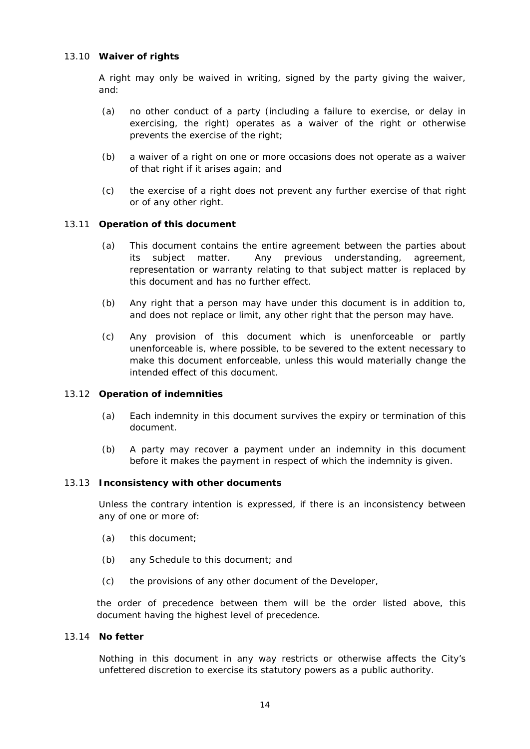### 13.10 **Waiver of rights**

A right may only be waived in writing, signed by the party giving the waiver, and:

(a) no other conduct of a party (including a failure to exercise, or delay in exercising, the right) operates as a waiver of the right or otherwise prevents the exercise of the right;

(b) a waiver of a right on one or more occasions does not operate as a waiver of that right if it arises again; and

(c) the exercise of a right does not prevent any further exercise of that right or of any other right.

### 13.11 **Operation of this document**

(a) This document contains the entire agreement between the parties about its subject matter. Any previous understanding, agreement, representation or warranty relating to that subject matter is replaced by this document and has no further effect.

(b) Any right that a person may have under this document is in addition to, and does not replace or limit, any other right that the person may have.

(c) Any provision of this document which is unenforceable or partly unenforceable is, where possible, to be severed to the extent necessary to make this document enforceable, unless this would materially change the intended effect of this document.

### 13.12 **Operation of indemnities**

(a) Each indemnity in this document survives the expiry or termination of this document.

(b) A party may recover a payment under an indemnity in this document before it makes the payment in respect of which the indemnity is given.

### 13.13 **Inconsistency with other documents**

Unless the contrary intention is expressed, if there is an inconsistency between any of one or more of:

(a) this document;

(b) any Schedule to this document; and

(c) the provisions of any other document of the Developer,

the order of precedence between them will be the order listed above, this document having the highest level of precedence.

### 13.14 **No fetter**

Nothing in this document in any way restricts or otherwise affects the City's unfettered discretion to exercise its statutory powers as a public authority.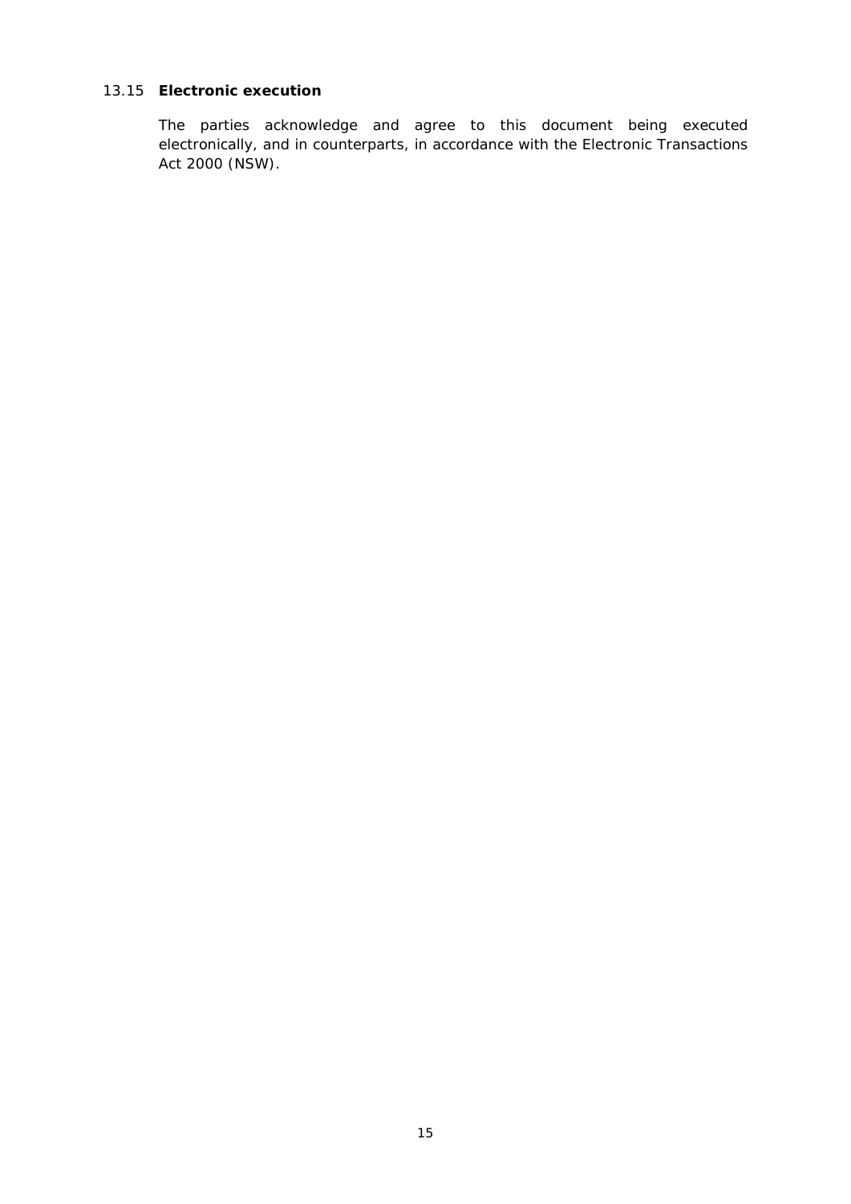### 13.15 **Electronic execution**

The parties acknowledge and agree to this document being executed electronically, and in counterparts, in accordance with the Electronic Transactions Act 2000 (NSW).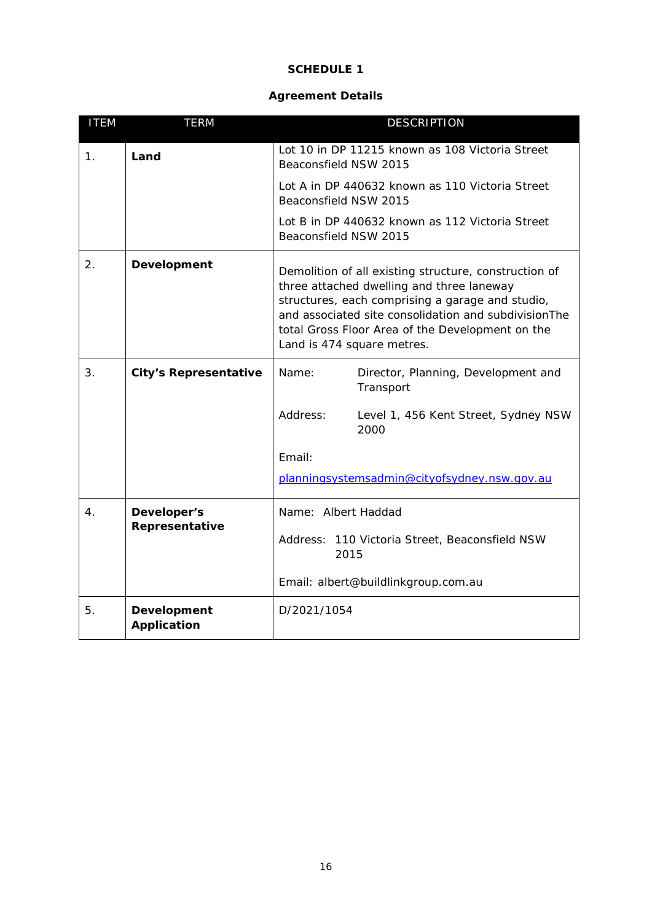# SCHEDULE 1

## Agreement Details

| ITEM | TERM | DESCRIPTION |
|---|---|---|
| 1. | **Land** | Lot 10 in DP 11215 known as 108 Victoria Street Beaconsfield NSW 2015<br><br>Lot A in DP 440632 known as 110 Victoria Street Beaconsfield NSW 2015<br><br>Lot B in DP 440632 known as 112 Victoria Street Beaconsfield NSW 2015 |
| 2. | **Development** | Demolition of all existing structure, construction of three attached dwelling and three laneway structures, each comprising a garage and studio, and associated site consolidation and subdivisionThe total Gross Floor Area of the Development on the Land is 474 square metres. |
| 3. | **City's Representative** | Name: Director, Planning, Development and Transport<br><br>Address: Level 1, 456 Kent Street, Sydney NSW 2000<br><br>Email:<br><br>planningsystemsadmin@cityofsydney.nsw.gov.au |
| 4. | **Developer's Representative** | Name: Albert Haddad<br><br>Address: 110 Victoria Street, Beaconsfield NSW 2015<br><br>Email: albert@buildlinkgroup.com.au |
| 5. | **Development Application** | D/2021/1054 |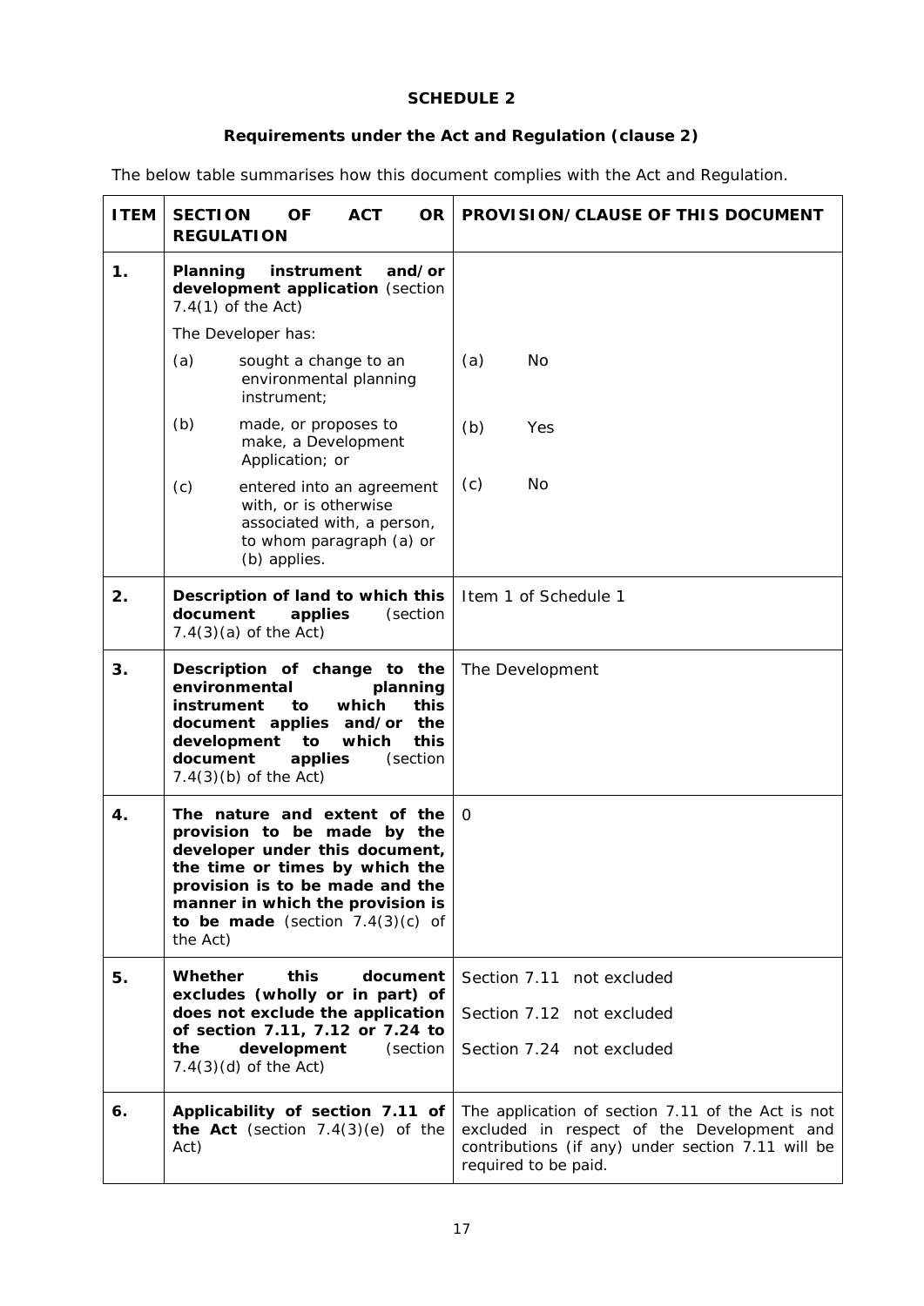# SCHEDULE 2

## Requirements under the Act and Regulation (clause 2)

The below table summarises how this document complies with the Act and Regulation.

| ITEM | SECTION OF ACT OR REGULATION | PROVISION/CLAUSE OF THIS DOCUMENT |
|---|---|---|
| 1. | **Planning instrument and/or development application** (section 7.4(1) of the Act)<br>The Developer has:<br>(a) sought a change to an environmental planning instrument;<br>(b) made, or proposes to make, a Development Application; or<br>(c) entered into an agreement with, or is otherwise associated with, a person, to whom paragraph (a) or (b) applies. | <br><br>(a) No<br>(b) Yes<br>(c) No |
| 2. | **Description of land to which this document applies** (section 7.4(3)(a) of the Act) | Item 1 of Schedule 1 |
| 3. | **Description of change to the environmental planning instrument to which this document applies and/or the development to which this document applies** (section 7.4(3)(b) of the Act) | The Development |
| 4. | **The nature and extent of the provision to be made by the developer under this document, the time or times by which the provision is to be made and the manner in which the provision is to be made** (section 7.4(3)(c) of the Act) | 0 |
| 5. | **Whether this document excludes (wholly or in part) of does not exclude the application of section 7.11, 7.12 or 7.24 to the development** (section 7.4(3)(d) of the Act) | Section 7.11 not excluded<br>Section 7.12 not excluded<br>Section 7.24 not excluded |
| 6. | **Applicability of section 7.11 of the Act** (section 7.4(3)(e) of the Act) | The application of section 7.11 of the Act is not excluded in respect of the Development and contributions (if any) under section 7.11 will be required to be paid. |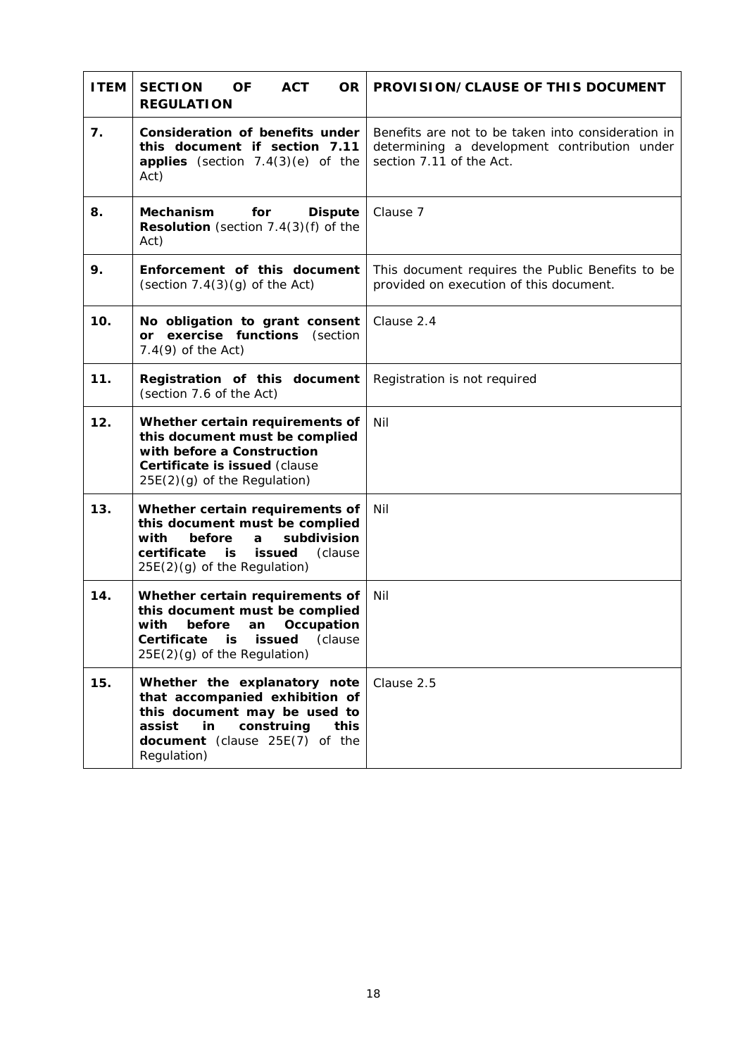| ITEM | SECTION OF ACT OR REGULATION | PROVISION/CLAUSE OF THIS DOCUMENT |
|---|---|---|
| 7. | **Consideration of benefits under this document if section 7.11 applies** (section 7.4(3)(e) of the Act) | Benefits are not to be taken into consideration in determining a development contribution under section 7.11 of the Act. |
| 8. | **Mechanism for Dispute Resolution** (section 7.4(3)(f) of the Act) | Clause 7 |
| 9. | **Enforcement of this document** (section 7.4(3)(g) of the Act) | This document requires the Public Benefits to be provided on execution of this document. |
| 10. | **No obligation to grant consent or exercise functions** (section 7.4(9) of the Act) | Clause 2.4 |
| 11. | **Registration of this document** (section 7.6 of the Act) | Registration is not required |
| 12. | **Whether certain requirements of this document must be complied with before a Construction Certificate is issued** (clause 25E(2)(g) of the Regulation) | Nil |
| 13. | **Whether certain requirements of this document must be complied with before a subdivision certificate is issued** (clause 25E(2)(g) of the Regulation) | Nil |
| 14. | **Whether certain requirements of this document must be complied with before an Occupation Certificate is issued** (clause 25E(2)(g) of the Regulation) | Nil |
| 15. | **Whether the explanatory note that accompanied exhibition of this document may be used to assist in construing this document** (clause 25E(7) of the Regulation) | Clause 2.5 |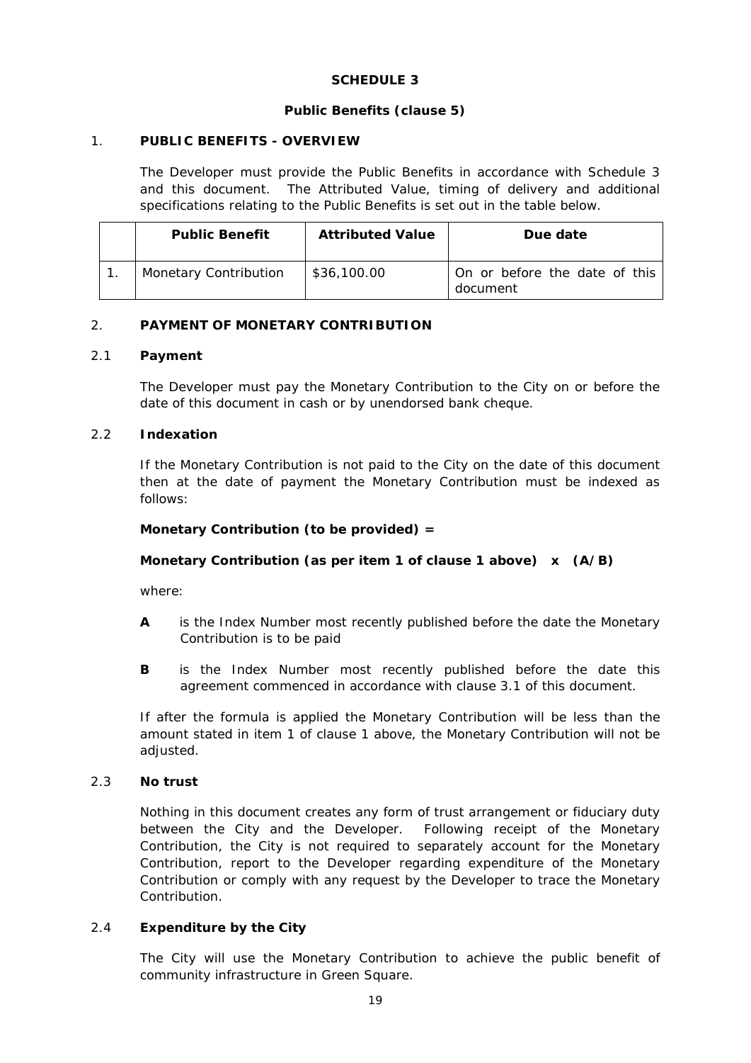# SCHEDULE 3

## Public Benefits (clause 5)

### 1. PUBLIC BENEFITS - OVERVIEW

The Developer must provide the Public Benefits in accordance with Schedule 3 and this document. The Attributed Value, timing of delivery and additional specifications relating to the Public Benefits is set out in the table below.

| | Public Benefit | Attributed Value | Due date |
|---|---|---|---|
| 1. | Monetary Contribution | \$36,100.00 | On or before the date of this document |

### 2. PAYMENT OF MONETARY CONTRIBUTION

#### 2.1 Payment

The Developer must pay the Monetary Contribution to the City on or before the date of this document in cash or by unendorsed bank cheque.

#### 2.2 Indexation

If the Monetary Contribution is not paid to the City on the date of this document then at the date of payment the Monetary Contribution must be indexed as follows:

**Monetary Contribution (to be provided) =**

**Monetary Contribution (as per item 1 of clause 1 above) x (A/B)**

where:

**A** is the Index Number most recently published before the date the Monetary Contribution is to be paid

**B** is the Index Number most recently published before the date this agreement commenced in accordance with clause 3.1 of this document.

If after the formula is applied the Monetary Contribution will be less than the amount stated in item 1 of clause 1 above, the Monetary Contribution will not be adjusted.

#### 2.3 No trust

Nothing in this document creates any form of trust arrangement or fiduciary duty between the City and the Developer. Following receipt of the Monetary Contribution, the City is not required to separately account for the Monetary Contribution, report to the Developer regarding expenditure of the Monetary Contribution or comply with any request by the Developer to trace the Monetary Contribution.

#### 2.4 Expenditure by the City

The City will use the Monetary Contribution to achieve the public benefit of community infrastructure in Green Square.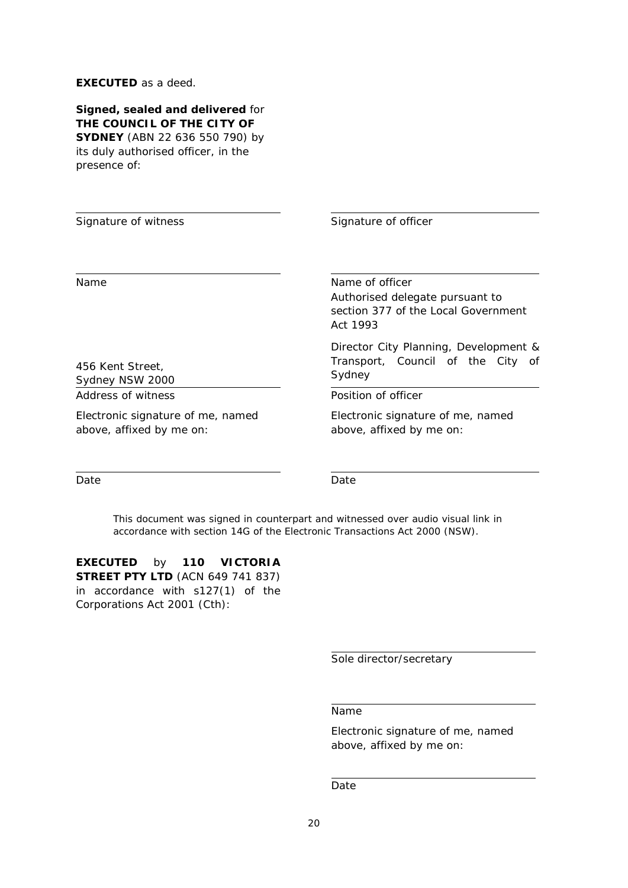**EXECUTED** as a deed.

**Signed, sealed and delivered** for **THE COUNCIL OF THE CITY OF SYDNEY** (ABN 22 636 550 790) by its duly authorised officer, in the presence of:

| | |
|---|---|
| Signature of witness | Signature of officer |
| Name | Name of officer<br>Authorised delegate pursuant to section 377 of the Local Government Act 1993 |
| 456 Kent Street,<br>Sydney NSW 2000 | Director City Planning, Development & Transport, Council of the City of Sydney |
| Address of witness | Position of officer |
| Electronic signature of me, named above, affixed by me on: | Electronic signature of me, named above, affixed by me on: |
| Date | Date |

This document was signed in counterpart and witnessed over audio visual link in accordance with section 14G of the Electronic Transactions Act 2000 (NSW).

**EXECUTED** by **110 VICTORIA STREET PTY LTD** (ACN 649 741 837) in accordance with s127(1) of the Corporations Act 2001 (Cth):

Sole director/secretary

Name

Electronic signature of me, named above, affixed by me on:

Date